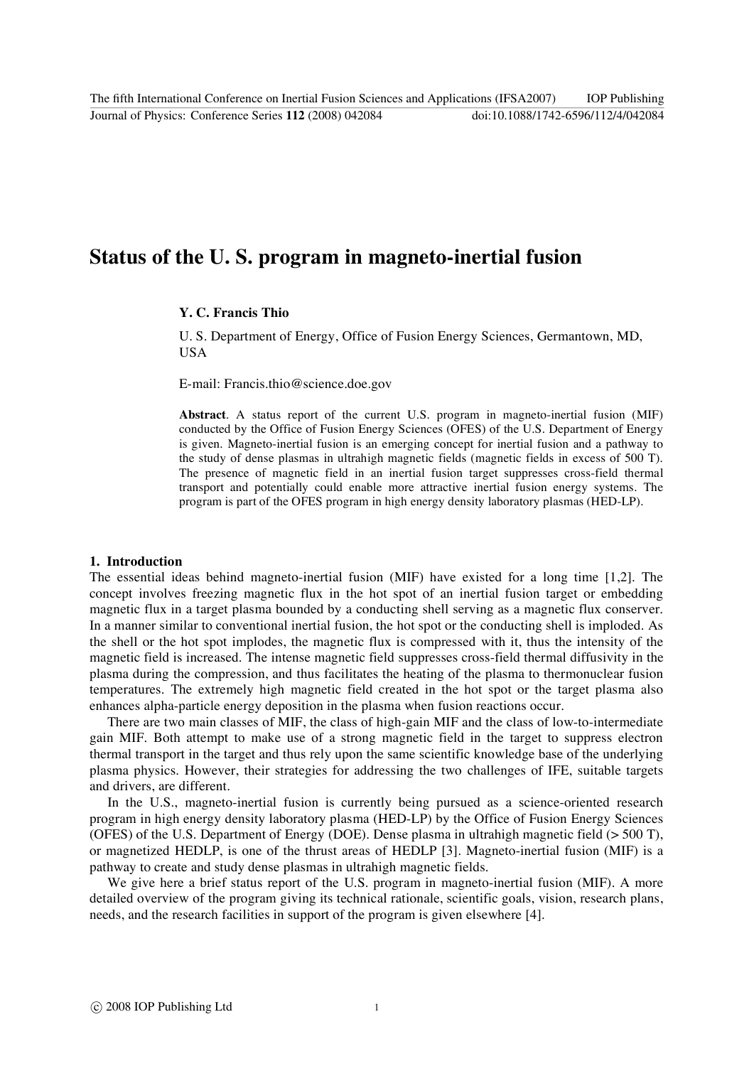# Status of the U. S. program in magneto-inertial fusion

**Y. C. Francis Thio**

U. S. Department of Energy, Office of Fusion Energy Sciences, Germantown, MD, USA

E-mail: Francis.thio@science.doe.gov

**Abstract**. A status report of the current U.S. program in magneto-inertial fusion (MIF) conducted by the Office of Fusion Energy Sciences (OFES) of the U.S. Department of Energy is given. Magneto-inertial fusion is an emerging concept for inertial fusion and a pathway to the study of dense plasmas in ultrahigh magnetic fields (magnetic fields in excess of 500 T). The presence of magnetic field in an inertial fusion target suppresses cross-field thermal transport and potentially could enable more attractive inertial fusion energy systems. The program is part of the OFES program in high energy density laboratory plasmas (HED-LP).

## 1. Introduction

The essential ideas behind magneto-inertial fusion (MIF) have existed for a long time [1,2]. The concept involves freezing magnetic flux in the hot spot of an inertial fusion target or embedding magnetic flux in a target plasma bounded by a conducting shell serving as a magnetic flux conserver. In a manner similar to conventional inertial fusion, the hot spot or the conducting shell is imploded. As the shell or the hot spot implodes, the magnetic flux is compressed with it, thus the intensity of the magnetic field is increased. The intense magnetic field suppresses cross-field thermal diffusivity in the plasma during the compression, and thus facilitates the heating of the plasma to thermonuclear fusion temperatures. The extremely high magnetic field created in the hot spot or the target plasma also enhances alpha-particle energy deposition in the plasma when fusion reactions occur.

There are two main classes of MIF, the class of high-gain MIF and the class of low-to-intermediate gain MIF. Both attempt to make use of a strong magnetic field in the target to suppress electron thermal transport in the target and thus rely upon the same scientific knowledge base of the underlying plasma physics. However, their strategies for addressing the two challenges of IFE, suitable targets and drivers, are different.

In the U.S., magneto-inertial fusion is currently being pursued as a science-oriented research program in high energy density laboratory plasma (HED-LP) by the Office of Fusion Energy Sciences (OFES) of the U.S. Department of Energy (DOE). Dense plasma in ultrahigh magnetic field (> 500 T), or magnetized HEDLP, is one of the thrust areas of HEDLP [3]. Magneto-inertial fusion (MIF) is a pathway to create and study dense plasmas in ultrahigh magnetic fields.

We give here a brief status report of the U.S. program in magneto-inertial fusion (MIF). A more detailed overview of the program giving its technical rationale, scientific goals, vision, research plans, needs, and the research facilities in support of the program is given elsewhere [4].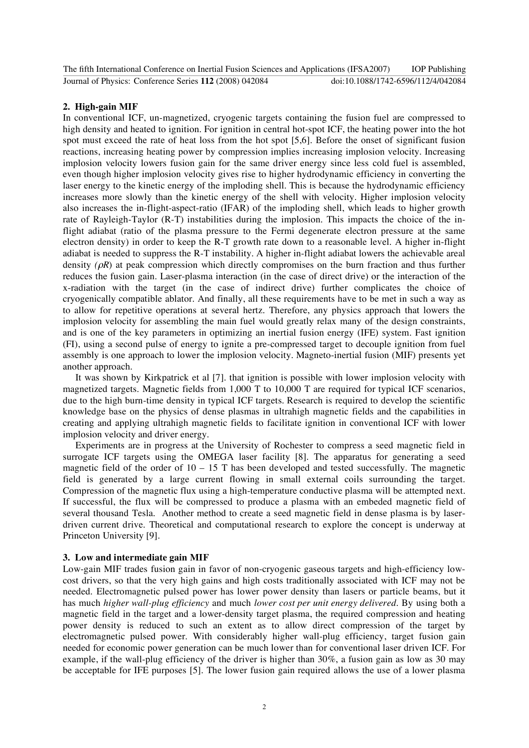## 2. High-gain MIF

In conventional ICF, un-magnetized, cryogenic targets containing the fusion fuel are compressed to high density and heated to ignition. For ignition in central hot-spot ICF, the heating power into the hot spot must exceed the rate of heat loss from the hot spot [5,6]. Before the onset of significant fusion reactions, increasing heating power by compression implies increasing implosion velocity. Increasing implosion velocity lowers fusion gain for the same driver energy since less cold fuel is assembled, even though higher implosion velocity gives rise to higher hydrodynamic efficiency in converting the laser energy to the kinetic energy of the imploding shell. This is because the hydrodynamic efficiency increases more slowly than the kinetic energy of the shell with velocity. Higher implosion velocity also increases the in-flight-aspect-ratio (IFAR) of the imploding shell, which leads to higher growth rate of Rayleigh-Taylor (R-T) instabilities during the implosion. This impacts the choice of the in-flight adiabat (ratio of the plasma pressure to the Fermi degenerate electron pressure at the same electron density) in order to keep the R-T growth rate down to a reasonable level. A higher in-flight adiabat is needed to suppress the R-T instability. A higher in-flight adiabat lowers the achievable areal density *($\rho R$)* at peak compression which directly compromises on the burn fraction and thus further reduces the fusion gain. Laser-plasma interaction (in the case of direct drive) or the interaction of the x-radiation with the target (in the case of indirect drive) further complicates the choice of cryogenically compatible ablator. And finally, all these requirements have to be met in such a way as to allow for repetitive operations at several hertz. Therefore, any physics approach that lowers the implosion velocity for assembling the main fuel would greatly relax many of the design constraints, and is one of the key parameters in optimizing an inertial fusion energy (IFE) system. Fast ignition (FI), using a second pulse of energy to ignite a pre-compressed target to decouple ignition from fuel assembly is one approach to lower the implosion velocity. Magneto-inertial fusion (MIF) presents yet another approach.

It was shown by Kirkpatrick et al [7]. that ignition is possible with lower implosion velocity with magnetized targets. Magnetic fields from 1,000 T to 10,000 T are required for typical ICF scenarios, due to the high burn-time density in typical ICF targets. Research is required to develop the scientific knowledge base on the physics of dense plasmas in ultrahigh magnetic fields and the capabilities in creating and applying ultrahigh magnetic fields to facilitate ignition in conventional ICF with lower implosion velocity and driver energy.

Experiments are in progress at the University of Rochester to compress a seed magnetic field in surrogate ICF targets using the OMEGA laser facility [8]. The apparatus for generating a seed magnetic field of the order of 10 – 15 T has been developed and tested successfully. The magnetic field is generated by a large current flowing in small external coils surrounding the target. Compression of the magnetic flux using a high-temperature conductive plasma will be attempted next. If successful, the flux will be compressed to produce a plasma with an embeded magnetic field of several thousand Tesla. Another method to create a seed magnetic field in dense plasma is by laser-driven current drive. Theoretical and computational research to explore the concept is underway at Princeton University [9].

## 3. Low and intermediate gain MIF

Low-gain MIF trades fusion gain in favor of non-cryogenic gaseous targets and high-efficiency low-cost drivers, so that the very high gains and high costs traditionally associated with ICF may not be needed. Electromagnetic pulsed power has lower power density than lasers or particle beams, but it has much *higher wall-plug efficiency* and much *lower cost per unit energy delivered*. By using both a magnetic field in the target and a lower-density target plasma, the required compression and heating power density is reduced to such an extent as to allow direct compression of the target by electromagnetic pulsed power. With considerably higher wall-plug efficiency, target fusion gain needed for economic power generation can be much lower than for conventional laser driven ICF. For example, if the wall-plug efficiency of the driver is higher than 30%, a fusion gain as low as 30 may be acceptable for IFE purposes [5]. The lower fusion gain required allows the use of a lower plasma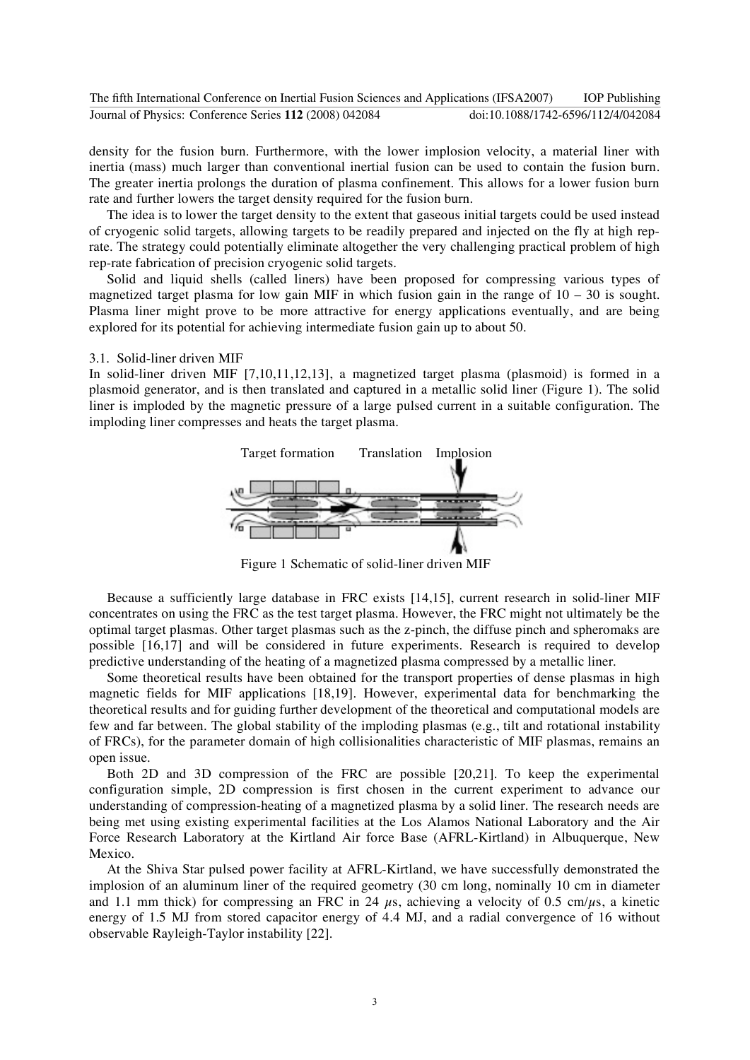density for the fusion burn. Furthermore, with the lower implosion velocity, a material liner with inertia (mass) much larger than conventional inertial fusion can be used to contain the fusion burn. The greater inertia prolongs the duration of plasma confinement. This allows for a lower fusion burn rate and further lowers the target density required for the fusion burn.

The idea is to lower the target density to the extent that gaseous initial targets could be used instead of cryogenic solid targets, allowing targets to be readily prepared and injected on the fly at high rep-rate. The strategy could potentially eliminate altogether the very challenging practical problem of high rep-rate fabrication of precision cryogenic solid targets.

Solid and liquid shells (called liners) have been proposed for compressing various types of magnetized target plasma for low gain MIF in which fusion gain in the range of 10 – 30 is sought. Plasma liner might prove to be more attractive for energy applications eventually, and are being explored for its potential for achieving intermediate fusion gain up to about 50.

### 3.1. Solid-liner driven MIF

In solid-liner driven MIF [7,10,11,12,13], a magnetized target plasma (plasmoid) is formed in a plasmoid generator, and is then translated and captured in a metallic solid liner (Figure 1). The solid liner is imploded by the magnetic pressure of a large pulsed current in a suitable configuration. The imploding liner compresses and heats the target plasma.

Target formation Translation Implosion

Figure 1 Schematic of solid-liner driven MIF

Because a sufficiently large database in FRC exists [14,15], current research in solid-liner MIF concentrates on using the FRC as the test target plasma. However, the FRC might not ultimately be the optimal target plasmas. Other target plasmas such as the z-pinch, the diffuse pinch and spheromaks are possible [16,17] and will be considered in future experiments. Research is required to develop predictive understanding of the heating of a magnetized plasma compressed by a metallic liner.

Some theoretical results have been obtained for the transport properties of dense plasmas in high magnetic fields for MIF applications [18,19]. However, experimental data for benchmarking the theoretical results and for guiding further development of the theoretical and computational models are few and far between. The global stability of the imploding plasmas (e.g., tilt and rotational instability of FRCs), for the parameter domain of high collisionalities characteristic of MIF plasmas, remains an open issue.

Both 2D and 3D compression of the FRC are possible [20,21]. To keep the experimental configuration simple, 2D compression is first chosen in the current experiment to advance our understanding of compression-heating of a magnetized plasma by a solid liner. The research needs are being met using existing experimental facilities at the Los Alamos National Laboratory and the Air Force Research Laboratory at the Kirtland Air force Base (AFRL-Kirtland) in Albuquerque, New Mexico.

At the Shiva Star pulsed power facility at AFRL-Kirtland, we have successfully demonstrated the implosion of an aluminum liner of the required geometry (30 cm long, nominally 10 cm in diameter and 1.1 mm thick) for compressing an FRC in 24 $\mu$s, achieving a velocity of 0.5 cm/$\mu$s, a kinetic energy of 1.5 MJ from stored capacitor energy of 4.4 MJ, and a radial convergence of 16 without observable Rayleigh-Taylor instability [22].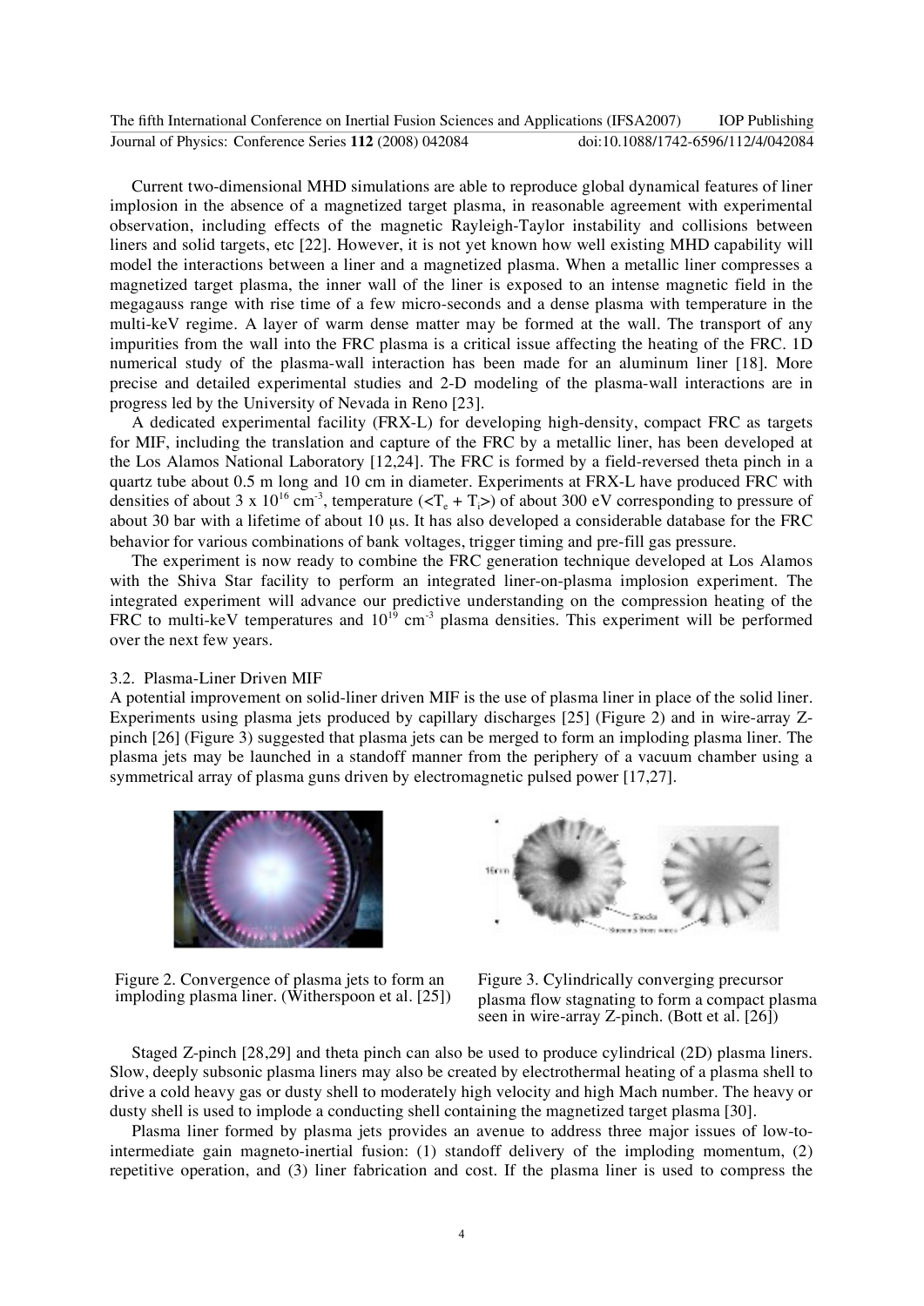Current two-dimensional MHD simulations are able to reproduce global dynamical features of liner implosion in the absence of a magnetized target plasma, in reasonable agreement with experimental observation, including effects of the magnetic Rayleigh-Taylor instability and collisions between liners and solid targets, etc [22]. However, it is not yet known how well existing MHD capability will model the interactions between a liner and a magnetized plasma. When a metallic liner compresses a magnetized target plasma, the inner wall of the liner is exposed to an intense magnetic field in the megagauss range with rise time of a few micro-seconds and a dense plasma with temperature in the multi-keV regime. A layer of warm dense matter may be formed at the wall. The transport of any impurities from the wall into the FRC plasma is a critical issue affecting the heating of the FRC. 1D numerical study of the plasma-wall interaction has been made for an aluminum liner [18]. More precise and detailed experimental studies and 2-D modeling of the plasma-wall interactions are in progress led by the University of Nevada in Reno [23].

A dedicated experimental facility (FRX-L) for developing high-density, compact FRC as targets for MIF, including the translation and capture of the FRC by a metallic liner, has been developed at the Los Alamos National Laboratory [12,24]. The FRC is formed by a field-reversed theta pinch in a quartz tube about 0.5 m long and 10 cm in diameter. Experiments at FRX-L have produced FRC with densities of about 3 x $10^{16}$ $cm^{-3}$, temperature ($<T_e + T_i>$) of about 300 eV corresponding to pressure of about 30 bar with a lifetime of about 10 μs. It has also developed a considerable database for the FRC behavior for various combinations of bank voltages, trigger timing and pre-fill gas pressure.

The experiment is now ready to combine the FRC generation technique developed at Los Alamos with the Shiva Star facility to perform an integrated liner-on-plasma implosion experiment. The integrated experiment will advance our predictive understanding on the compression heating of the FRC to multi-keV temperatures and $10^{19}$ $cm^{-3}$ plasma densities. This experiment will be performed over the next few years.

### 3.2. Plasma-Liner Driven MIF

A potential improvement on solid-liner driven MIF is the use of plasma liner in place of the solid liner. Experiments using plasma jets produced by capillary discharges [25] (Figure 2) and in wire-array Z-pinch [26] (Figure 3) suggested that plasma jets can be merged to form an imploding plasma liner. The plasma jets may be launched in a standoff manner from the periphery of a vacuum chamber using a symmetrical array of plasma guns driven by electromagnetic pulsed power [17,27].

Figure 2. Convergence of plasma jets to form an imploding plasma liner. (Witherspoon et al. [25])

Figure 3. Cylindrically converging precursor plasma flow stagnating to form a compact plasma seen in wire-array Z-pinch. (Bott et al. [26])

Staged Z-pinch [28,29] and theta pinch can also be used to produce cylindrical (2D) plasma liners. Slow, deeply subsonic plasma liners may also be created by electrothermal heating of a plasma shell to drive a cold heavy gas or dusty shell to moderately high velocity and high Mach number. The heavy or dusty shell is used to implode a conducting shell containing the magnetized target plasma [30].

Plasma liner formed by plasma jets provides an avenue to address three major issues of low-to-intermediate gain magneto-inertial fusion: (1) standoff delivery of the imploding momentum, (2) repetitive operation, and (3) liner fabrication and cost. If the plasma liner is used to compress the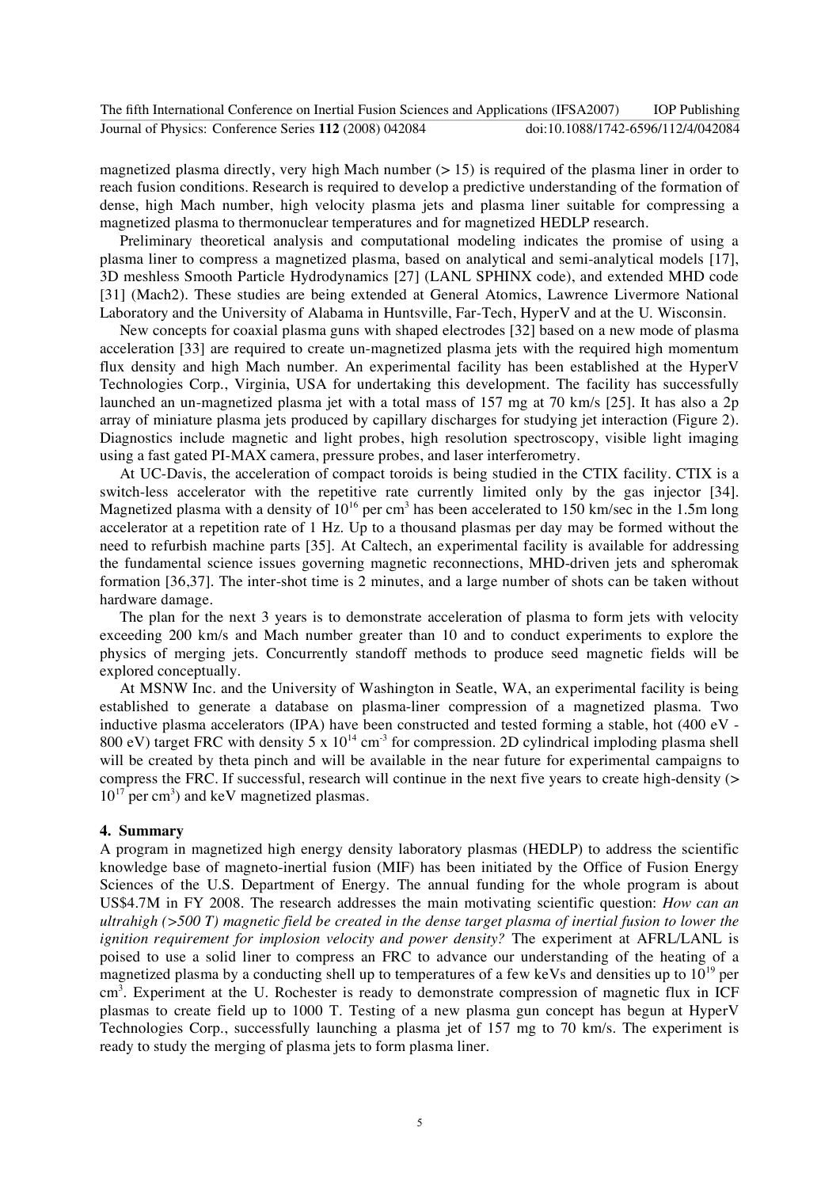magnetized plasma directly, very high Mach number (> 15) is required of the plasma liner in order to reach fusion conditions. Research is required to develop a predictive understanding of the formation of dense, high Mach number, high velocity plasma jets and plasma liner suitable for compressing a magnetized plasma to thermonuclear temperatures and for magnetized HEDLP research.

Preliminary theoretical analysis and computational modeling indicates the promise of using a plasma liner to compress a magnetized plasma, based on analytical and semi-analytical models [17], 3D meshless Smooth Particle Hydrodynamics [27] (LANL SPHINX code), and extended MHD code [31] (Mach2). These studies are being extended at General Atomics, Lawrence Livermore National Laboratory and the University of Alabama in Huntsville, Far-Tech, HyperV and at the U. Wisconsin.

New concepts for coaxial plasma guns with shaped electrodes [32] based on a new mode of plasma acceleration [33] are required to create un-magnetized plasma jets with the required high momentum flux density and high Mach number. An experimental facility has been established at the HyperV Technologies Corp., Virginia, USA for undertaking this development. The facility has successfully launched an un-magnetized plasma jet with a total mass of 157 mg at 70 km/s [25]. It has also a 2p array of miniature plasma jets produced by capillary discharges for studying jet interaction (Figure 2). Diagnostics include magnetic and light probes, high resolution spectroscopy, visible light imaging using a fast gated PI-MAX camera, pressure probes, and laser interferometry.

At UC-Davis, the acceleration of compact toroids is being studied in the CTIX facility. CTIX is a switch-less accelerator with the repetitive rate currently limited only by the gas injector [34]. Magnetized plasma with a density of $10^{16}$ per cm$^3$ has been accelerated to 150 km/sec in the 1.5m long accelerator at a repetition rate of 1 Hz. Up to a thousand plasmas per day may be formed without the need to refurbish machine parts [35]. At Caltech, an experimental facility is available for addressing the fundamental science issues governing magnetic reconnections, MHD-driven jets and spheromak formation [36,37]. The inter-shot time is 2 minutes, and a large number of shots can be taken without hardware damage.

The plan for the next 3 years is to demonstrate acceleration of plasma to form jets with velocity exceeding 200 km/s and Mach number greater than 10 and to conduct experiments to explore the physics of merging jets. Concurrently standoff methods to produce seed magnetic fields will be explored conceptually.

At MSNW Inc. and the University of Washington in Seattle, WA, an experimental facility is being established to generate a database on plasma-liner compression of a magnetized plasma. Two inductive plasma accelerators (IPA) have been constructed and tested forming a stable, hot (400 eV - 800 eV) target FRC with density $5 \times 10^{14}$ cm$^{-3}$ for compression. 2D cylindrical imploding plasma shell will be created by theta pinch and will be available in the near future for experimental campaigns to compress the FRC. If successful, research will continue in the next five years to create high-density (> $10^{17}$ per cm$^3$) and keV magnetized plasmas.

## 4. Summary

A program in magnetized high energy density laboratory plasmas (HEDLP) to address the scientific knowledge base of magneto-inertial fusion (MIF) has been initiated by the Office of Fusion Energy Sciences of the U.S. Department of Energy. The annual funding for the whole program is about US$4.7M in FY 2008. The research addresses the main motivating scientific question: *How can an ultrahigh (>500 T) magnetic field be created in the dense target plasma of inertial fusion to lower the ignition requirement for implosion velocity and power density?* The experiment at AFRL/LANL is poised to use a solid liner to compress an FRC to advance our understanding of the heating of a magnetized plasma by a conducting shell up to temperatures of a few keVs and densities up to $10^{19}$ per cm$^3$. Experiment at the U. Rochester is ready to demonstrate compression of magnetic flux in ICF plasmas to create field up to 1000 T. Testing of a new plasma gun concept has begun at HyperV Technologies Corp., successfully launching a plasma jet of 157 mg to 70 km/s. The experiment is ready to study the merging of plasma jets to form plasma liner.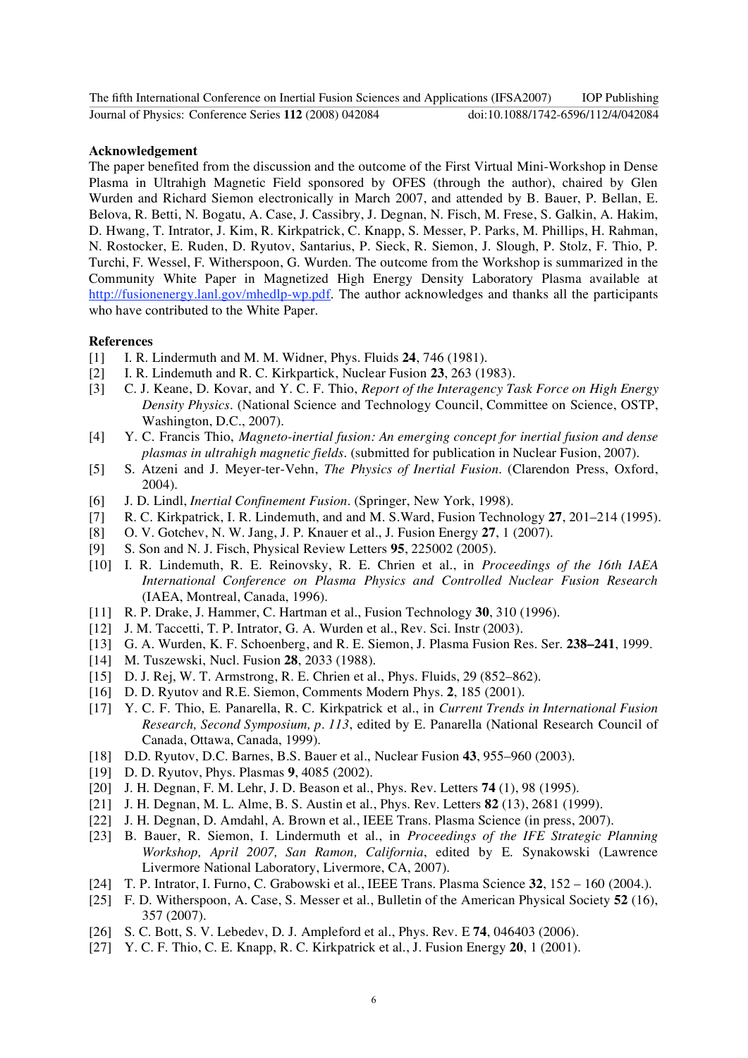### Acknowledgement

The paper benefited from the discussion and the outcome of the First Virtual Mini-Workshop in Dense Plasma in Ultrahigh Magnetic Field sponsored by OFES (through the author), chaired by Glen Wurden and Richard Siemon electronically in March 2007, and attended by B. Bauer, P. Bellan, E. Belova, R. Betti, N. Bogatu, A. Case, J. Cassibry, J. Degnan, N. Fisch, M. Frese, S. Galkin, A. Hakim, D. Hwang, T. Intrator, J. Kim, R. Kirkpatrick, C. Knapp, S. Messer, P. Parks, M. Phillips, H. Rahman, N. Rostocker, E. Ruden, D. Ryutov, Santarius, P. Sieck, R. Siemon, J. Slough, P. Stolz, F. Thio, P. Turchi, F. Wessel, F. Witherspoon, G. Wurden. The outcome from the Workshop is summarized in the Community White Paper in Magnetized High Energy Density Laboratory Plasma available at http://fusionenergy.lanl.gov/mhedlp-wp.pdf. The author acknowledges and thanks all the participants who have contributed to the White Paper.

### References

[1] I. R. Lindermuth and M. M. Widner, Phys. Fluids **24**, 746 (1981).

[2] I. R. Lindemuth and R. C. Kirkpartick, Nuclear Fusion **23**, 263 (1983).

[3] C. J. Keane, D. Kovar, and Y. C. F. Thio, *Report of the Interagency Task Force on High Energy Density Physics*. (National Science and Technology Council, Committee on Science, OSTP, Washington, D.C., 2007).

[4] Y. C. Francis Thio, *Magneto-inertial fusion: An emerging concept for inertial fusion and dense plasmas in ultrahigh magnetic fields*. (submitted for publication in Nuclear Fusion, 2007).

[5] S. Atzeni and J. Meyer-ter-Vehn, *The Physics of Inertial Fusion*. (Clarendon Press, Oxford, 2004).

[6] J. D. Lindl, *Inertial Confinement Fusion*. (Springer, New York, 1998).

[7] R. C. Kirkpatrick, I. R. Lindemuth, and and M. S.Ward, Fusion Technology **27**, 201–214 (1995).

[8] O. V. Gotchev, N. W. Jang, J. P. Knauer et al., J. Fusion Energy **27**, 1 (2007).

[9] S. Son and N. J. Fisch, Physical Review Letters **95**, 225002 (2005).

[10] I. R. Lindemuth, R. E. Reinovsky, R. E. Chrien et al., in *Proceedings of the 16th IAEA International Conference on Plasma Physics and Controlled Nuclear Fusion Research* (IAEA, Montreal, Canada, 1996).

[11] R. P. Drake, J. Hammer, C. Hartman et al., Fusion Technology **30**, 310 (1996).

[12] J. M. Taccetti, T. P. Intrator, G. A. Wurden et al., Rev. Sci. Instr (2003).

[13] G. A. Wurden, K. F. Schoenberg, and R. E. Siemon, J. Plasma Fusion Res. Ser. **238–241**, 1999.

[14] M. Tuszewski, Nucl. Fusion **28**, 2033 (1988).

[15] D. J. Rej, W. T. Armstrong, R. E. Chrien et al., Phys. Fluids, 29 (852–862).

[16] D. D. Ryutov and R.E. Siemon, Comments Modern Phys. **2**, 185 (2001).

[17] Y. C. F. Thio, E. Panarella, R. C. Kirkpatrick et al., in *Current Trends in International Fusion Research, Second Symposium, p. 113*, edited by E. Panarella (National Research Council of Canada, Ottawa, Canada, 1999).

[18] D.D. Ryutov, D.C. Barnes, B.S. Bauer et al., Nuclear Fusion **43**, 955–960 (2003).

[19] D. D. Ryutov, Phys. Plasmas **9**, 4085 (2002).

[20] J. H. Degnan, F. M. Lehr, J. D. Beason et al., Phys. Rev. Letters **74** (1), 98 (1995).

[21] J. H. Degnan, M. L. Alme, B. S. Austin et al., Phys. Rev. Letters **82** (13), 2681 (1999).

[22] J. H. Degnan, D. Amdahl, A. Brown et al., IEEE Trans. Plasma Science (in press, 2007).

[23] B. Bauer, R. Siemon, I. Lindermuth et al., in *Proceedings of the IFE Strategic Planning Workshop, April 2007, San Ramon, California*, edited by E. Synakowski (Lawrence Livermore National Laboratory, Livermore, CA, 2007).

[24] T. P. Intrator, I. Furno, C. Grabowski et al., IEEE Trans. Plasma Science **32**, 152 – 160 (2004.).

[25] F. D. Witherspoon, A. Case, S. Messer et al., Bulletin of the American Physical Society **52** (16), 357 (2007).

[26] S. C. Bott, S. V. Lebedev, D. J. Ampleford et al., Phys. Rev. E **74**, 046403 (2006).

[27] Y. C. F. Thio, C. E. Knapp, R. C. Kirkpatrick et al., J. Fusion Energy **20**, 1 (2001).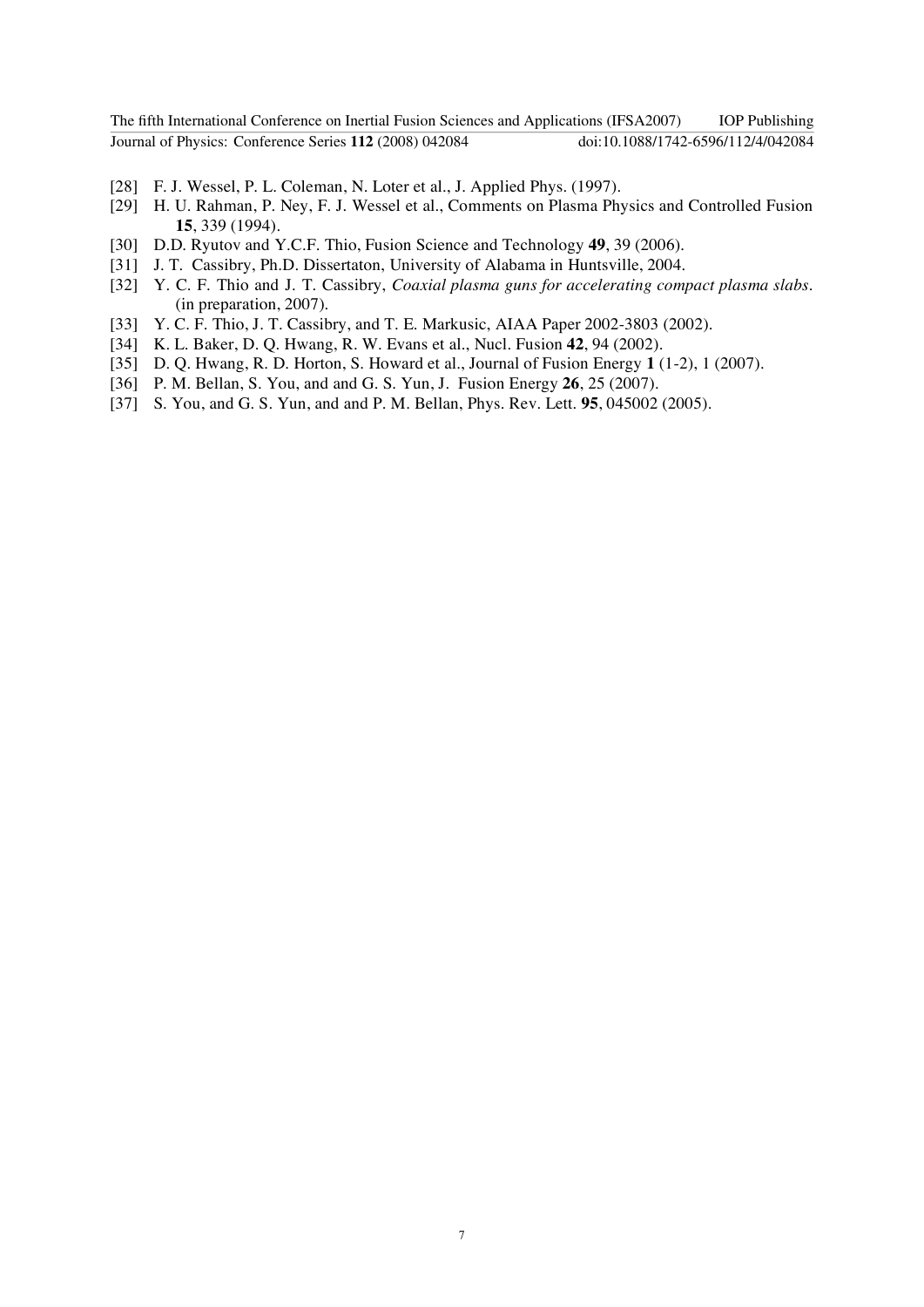[28] F. J. Wessel, P. L. Coleman, N. Loter et al., J. Applied Phys. (1997).

[29] H. U. Rahman, P. Ney, F. J. Wessel et al., Comments on Plasma Physics and Controlled Fusion **15**, 339 (1994).

[30] D.D. Ryutov and Y.C.F. Thio, Fusion Science and Technology **49**, 39 (2006).

[31] J. T. Cassibry, Ph.D. Dissertaton, University of Alabama in Huntsville, 2004.

[32] Y. C. F. Thio and J. T. Cassibry, *Coaxial plasma guns for accelerating compact plasma slabs*. (in preparation, 2007).

[33] Y. C. F. Thio, J. T. Cassibry, and T. E. Markusic, AIAA Paper 2002-3803 (2002).

[34] K. L. Baker, D. Q. Hwang, R. W. Evans et al., Nucl. Fusion **42**, 94 (2002).

[35] D. Q. Hwang, R. D. Horton, S. Howard et al., Journal of Fusion Energy **1** (1-2), 1 (2007).

[36] P. M. Bellan, S. You, and and G. S. Yun, J. Fusion Energy **26**, 25 (2007).

[37] S. You, and G. S. Yun, and and P. M. Bellan, Phys. Rev. Lett. **95**, 045002 (2005).